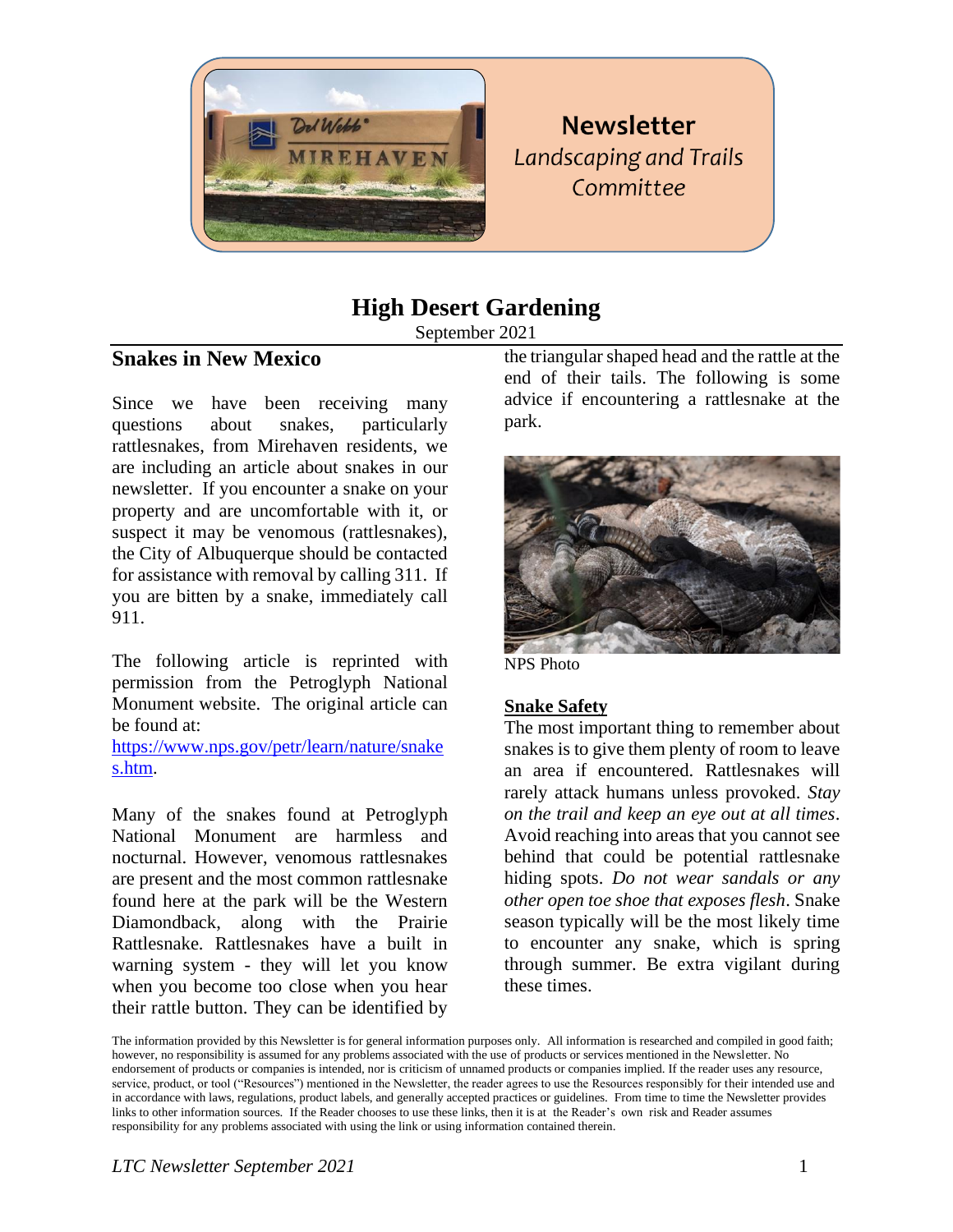# Newsletter
*Landscaping and Trails Committee*

## High Desert Gardening

September 2021

### Snakes in New Mexico

Since we have been receiving many questions about snakes, particularly rattlesnakes, from Mirehaven residents, we are including an article about snakes in our newsletter. If you encounter a snake on your property and are uncomfortable with it, or suspect it may be venomous (rattlesnakes), the City of Albuquerque should be contacted for assistance with removal by calling 311. If you are bitten by a snake, immediately call 911.

The following article is reprinted with permission from the Petroglyph National Monument website. The original article can be found at:
[https://www.nps.gov/petr/learn/nature/snakes.htm](https://www.nps.gov/petr/learn/nature/snakes.htm).

Many of the snakes found at Petroglyph National Monument are harmless and nocturnal. However, venomous rattlesnakes are present and the most common rattlesnake found here at the park will be the Western Diamondback, along with the Prairie Rattlesnake. Rattlesnakes have a built in warning system - they will let you know when you become too close when you hear their rattle button. They can be identified by the triangular shaped head and the rattle at the end of their tails. The following is some advice if encountering a rattlesnake at the park.

NPS Photo

**Snake Safety**

The most important thing to remember about snakes is to give them plenty of room to leave an area if encountered. Rattlesnakes will rarely attack humans unless provoked. *Stay on the trail and keep an eye out at all times*. Avoid reaching into areas that you cannot see behind that could be potential rattlesnake hiding spots. *Do not wear sandals or any other open toe shoe that exposes flesh*. Snake season typically will be the most likely time to encounter any snake, which is spring through summer. Be extra vigilant during these times.

The information provided by this Newsletter is for general information purposes only. All information is researched and compiled in good faith; however, no responsibility is assumed for any problems associated with the use of products or services mentioned in the Newsletter. No endorsement of products or companies is intended, nor is criticism of unnamed products or companies implied. If the reader uses any resource, service, product, or tool ("Resources") mentioned in the Newsletter, the reader agrees to use the Resources responsibly for their intended use and in accordance with laws, regulations, product labels, and generally accepted practices or guidelines. From time to time the Newsletter provides links to other information sources. If the Reader chooses to use these links, then it is at the Reader's own risk and Reader assumes responsibility for any problems associated with using the link or using information contained therein.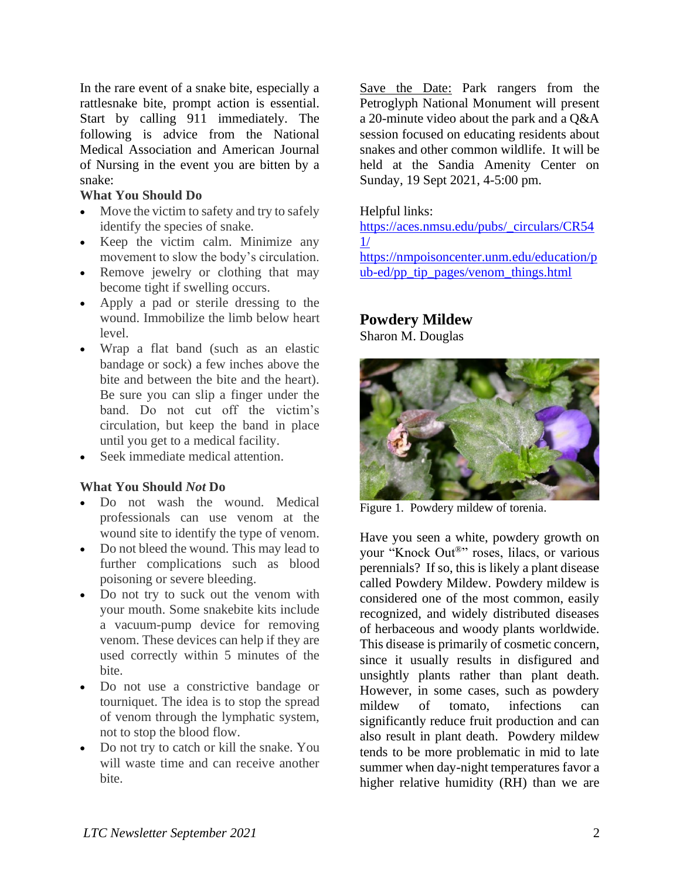In the rare event of a snake bite, especially a rattlesnake bite, prompt action is essential. Start by calling 911 immediately. The following is advice from the National Medical Association and American Journal of Nursing in the event you are bitten by a snake:

**What You Should Do**

- Move the victim to safety and try to safely identify the species of snake.
- Keep the victim calm. Minimize any movement to slow the body's circulation.
- Remove jewelry or clothing that may become tight if swelling occurs.
- Apply a pad or sterile dressing to the wound. Immobilize the limb below heart level.
- Wrap a flat band (such as an elastic bandage or sock) a few inches above the bite and between the bite and the heart). Be sure you can slip a finger under the band. Do not cut off the victim's circulation, but keep the band in place until you get to a medical facility.
- Seek immediate medical attention.

**What You Should *Not* Do**

- Do not wash the wound. Medical professionals can use venom at the wound site to identify the type of venom.
- Do not bleed the wound. This may lead to further complications such as blood poisoning or severe bleeding.
- Do not try to suck out the venom with your mouth. Some snakebite kits include a vacuum-pump device for removing venom. These devices can help if they are used correctly within 5 minutes of the bite.
- Do not use a constrictive bandage or tourniquet. The idea is to stop the spread of venom through the lymphatic system, not to stop the blood flow.
- Do not try to catch or kill the snake. You will waste time and can receive another bite.

Save the Date: Park rangers from the Petroglyph National Monument will present a 20-minute video about the park and a Q&A session focused on educating residents about snakes and other common wildlife. It will be held at the Sandia Amenity Center on Sunday, 19 Sept 2021, 4-5:00 pm.

Helpful links:
https://aces.nmsu.edu/pubs/_circulars/CR541/
https://nmpoisoncenter.unm.edu/education/pub-ed/pp_tip_pages/venom_things.html

## Powdery Mildew

Sharon M. Douglas

Figure 1. Powdery mildew of torenia.

Have you seen a white, powdery growth on your "Knock Out®" roses, lilacs, or various perennials? If so, this is likely a plant disease called Powdery Mildew. Powdery mildew is considered one of the most common, easily recognized, and widely distributed diseases of herbaceous and woody plants worldwide. This disease is primarily of cosmetic concern, since it usually results in disfigured and unsightly plants rather than plant death. However, in some cases, such as powdery mildew of tomato, infections can significantly reduce fruit production and can also result in plant death. Powdery mildew tends to be more problematic in mid to late summer when day-night temperatures favor a higher relative humidity (RH) than we are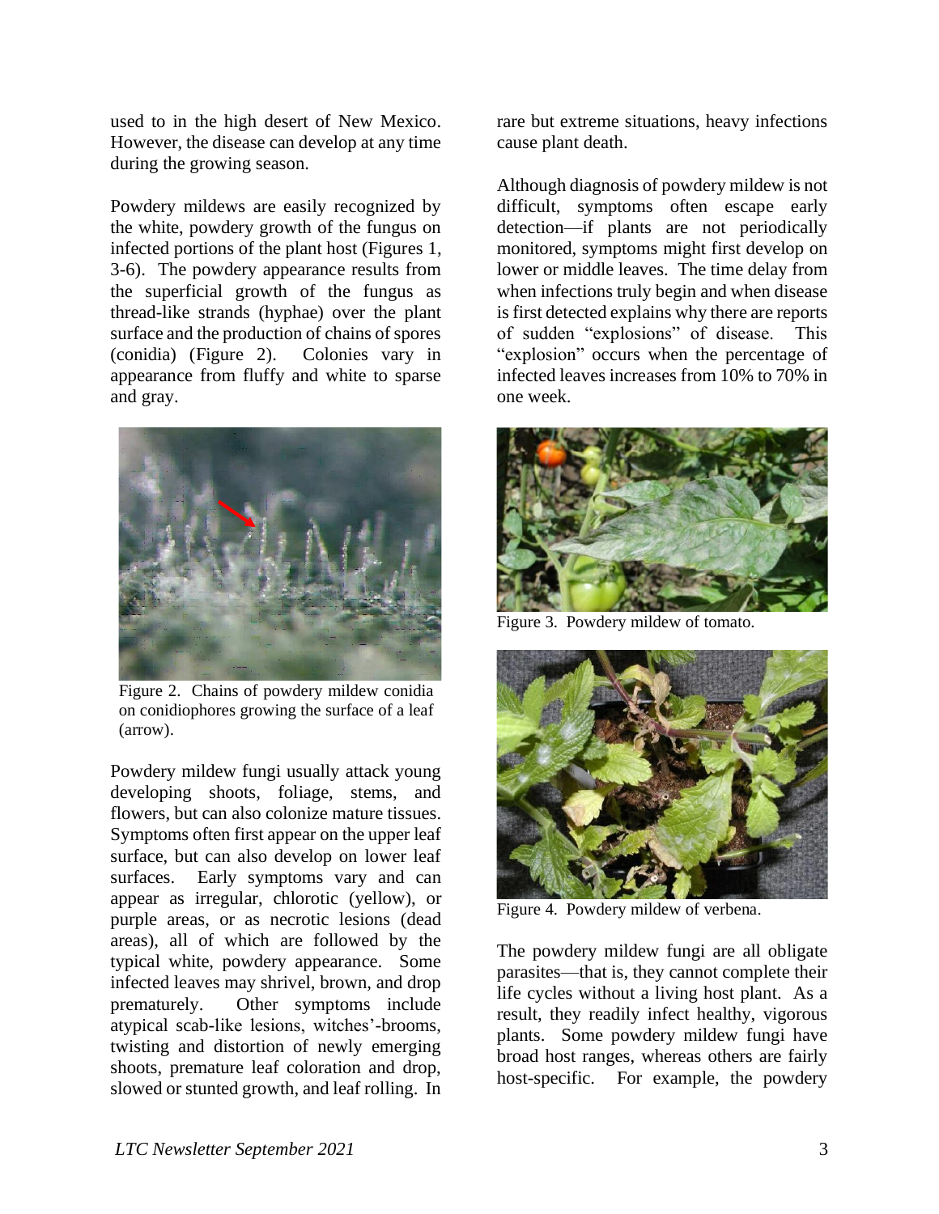used to in the high desert of New Mexico. However, the disease can develop at any time during the growing season.

Powdery mildews are easily recognized by the white, powdery growth of the fungus on infected portions of the plant host (Figures 1, 3-6). The powdery appearance results from the superficial growth of the fungus as thread-like strands (hyphae) over the plant surface and the production of chains of spores (conidia) (Figure 2). Colonies vary in appearance from fluffy and white to sparse and gray.

Figure 2. Chains of powdery mildew conidia on conidiophores growing the surface of a leaf (arrow).

Powdery mildew fungi usually attack young developing shoots, foliage, stems, and flowers, but can also colonize mature tissues. Symptoms often first appear on the upper leaf surface, but can also develop on lower leaf surfaces. Early symptoms vary and can appear as irregular, chlorotic (yellow), or purple areas, or as necrotic lesions (dead areas), all of which are followed by the typical white, powdery appearance. Some infected leaves may shrivel, brown, and drop prematurely. Other symptoms include atypical scab-like lesions, witches'-brooms, twisting and distortion of newly emerging shoots, premature leaf coloration and drop, slowed or stunted growth, and leaf rolling. In rare but extreme situations, heavy infections cause plant death.

Although diagnosis of powdery mildew is not difficult, symptoms often escape early detection—if plants are not periodically monitored, symptoms might first develop on lower or middle leaves. The time delay from when infections truly begin and when disease is first detected explains why there are reports of sudden "explosions" of disease. This "explosion" occurs when the percentage of infected leaves increases from 10% to 70% in one week.

Figure 3. Powdery mildew of tomato.

Figure 4. Powdery mildew of verbena.

The powdery mildew fungi are all obligate parasites—that is, they cannot complete their life cycles without a living host plant. As a result, they readily infect healthy, vigorous plants. Some powdery mildew fungi have broad host ranges, whereas others are fairly host-specific. For example, the powdery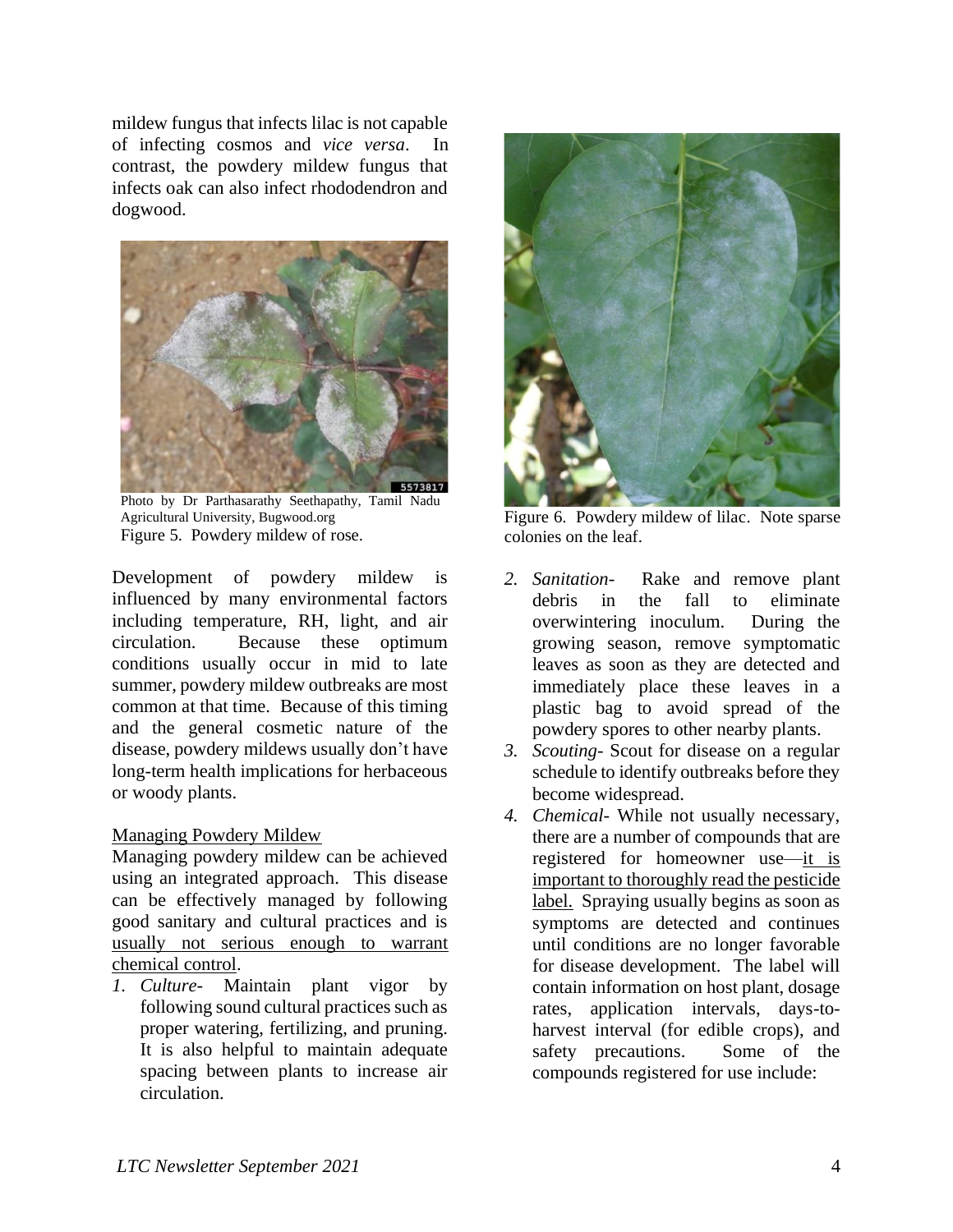mildew fungus that infects lilac is not capable of infecting cosmos and *vice versa*. In contrast, the powdery mildew fungus that infects oak can also infect rhododendron and dogwood.

Photo by Dr Parthasarathy Seethapathy, Tamil Nadu Agricultural University, Bugwood.org
Figure 5. Powdery mildew of rose.

Development of powdery mildew is influenced by many environmental factors including temperature, RH, light, and air circulation. Because these optimum conditions usually occur in mid to late summer, powdery mildew outbreaks are most common at that time. Because of this timing and the general cosmetic nature of the disease, powdery mildews usually don't have long-term health implications for herbaceous or woody plants.

## Managing Powdery Mildew

Managing powdery mildew can be achieved using an integrated approach. This disease can be effectively managed by following good sanitary and cultural practices and is usually not serious enough to warrant chemical control.

1. *Culture*- Maintain plant vigor by following sound cultural practices such as proper watering, fertilizing, and pruning. It is also helpful to maintain adequate spacing between plants to increase air circulation.

Figure 6. Powdery mildew of lilac. Note sparse colonies on the leaf.

2. *Sanitation*- Rake and remove plant debris in the fall to eliminate overwintering inoculum. During the growing season, remove symptomatic leaves as soon as they are detected and immediately place these leaves in a plastic bag to avoid spread of the powdery spores to other nearby plants.
3. *Scouting*- Scout for disease on a regular schedule to identify outbreaks before they become widespread.
4. *Chemical*- While not usually necessary, there are a number of compounds that are registered for homeowner use—it is important to thoroughly read the pesticide label. Spraying usually begins as soon as symptoms are detected and continues until conditions are no longer favorable for disease development. The label will contain information on host plant, dosage rates, application intervals, days-to-harvest interval (for edible crops), and safety precautions. Some of the compounds registered for use include: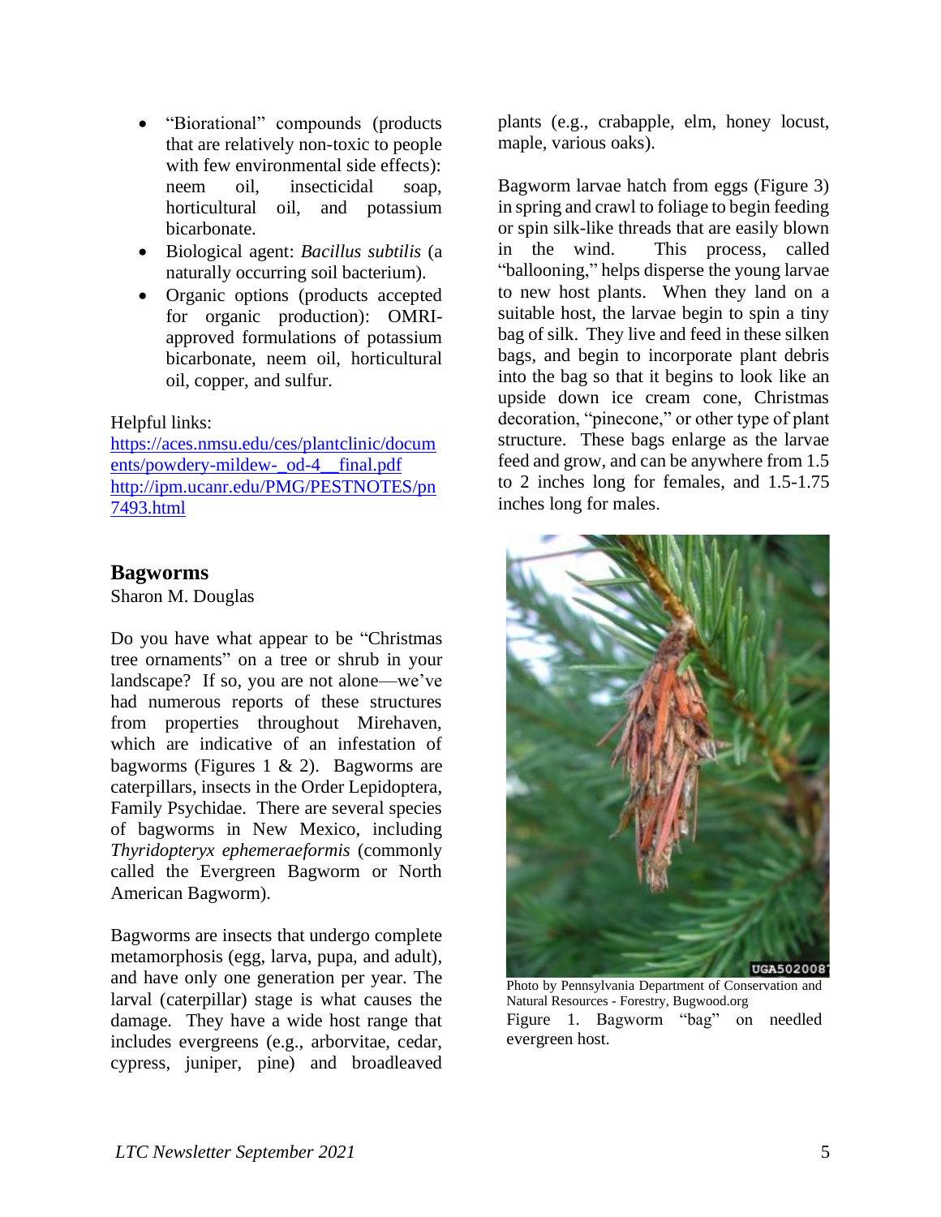- "Biorational" compounds (products that are relatively non-toxic to people with few environmental side effects): neem oil, insecticidal soap, horticultural oil, and potassium bicarbonate.
- Biological agent: *Bacillus subtilis* (a naturally occurring soil bacterium).
- Organic options (products accepted for organic production): OMRI-approved formulations of potassium bicarbonate, neem oil, horticultural oil, copper, and sulfur.

Helpful links:
https://aces.nmsu.edu/ces/plantclinic/documents/powdery-mildew-_od-4__final.pdf
http://ipm.ucanr.edu/PMG/PESTNOTES/pn7493.html

## Bagworms

Sharon M. Douglas

Do you have what appear to be "Christmas tree ornaments" on a tree or shrub in your landscape? If so, you are not alone—we've had numerous reports of these structures from properties throughout Mirehaven, which are indicative of an infestation of bagworms (Figures 1 & 2). Bagworms are caterpillars, insects in the Order Lepidoptera, Family Psychidae. There are several species of bagworms in New Mexico, including *Thyridopteryx ephemeraeformis* (commonly called the Evergreen Bagworm or North American Bagworm).

Bagworms are insects that undergo complete metamorphosis (egg, larva, pupa, and adult), and have only one generation per year. The larval (caterpillar) stage is what causes the damage. They have a wide host range that includes evergreens (e.g., arborvitae, cedar, cypress, juniper, pine) and broadleaved plants (e.g., crabapple, elm, honey locust, maple, various oaks).

Bagworm larvae hatch from eggs (Figure 3) in spring and crawl to foliage to begin feeding or spin silk-like threads that are easily blown in the wind. This process, called "ballooning," helps disperse the young larvae to new host plants. When they land on a suitable host, the larvae begin to spin a tiny bag of silk. They live and feed in these silken bags, and begin to incorporate plant debris into the bag so that it begins to look like an upside down ice cream cone, Christmas decoration, "pinecone," or other type of plant structure. These bags enlarge as the larvae feed and grow, and can be anywhere from 1.5 to 2 inches long for females, and 1.5-1.75 inches long for males.

Photo by Pennsylvania Department of Conservation and Natural Resources - Forestry, Bugwood.org

Figure 1. Bagworm "bag" on needled evergreen host.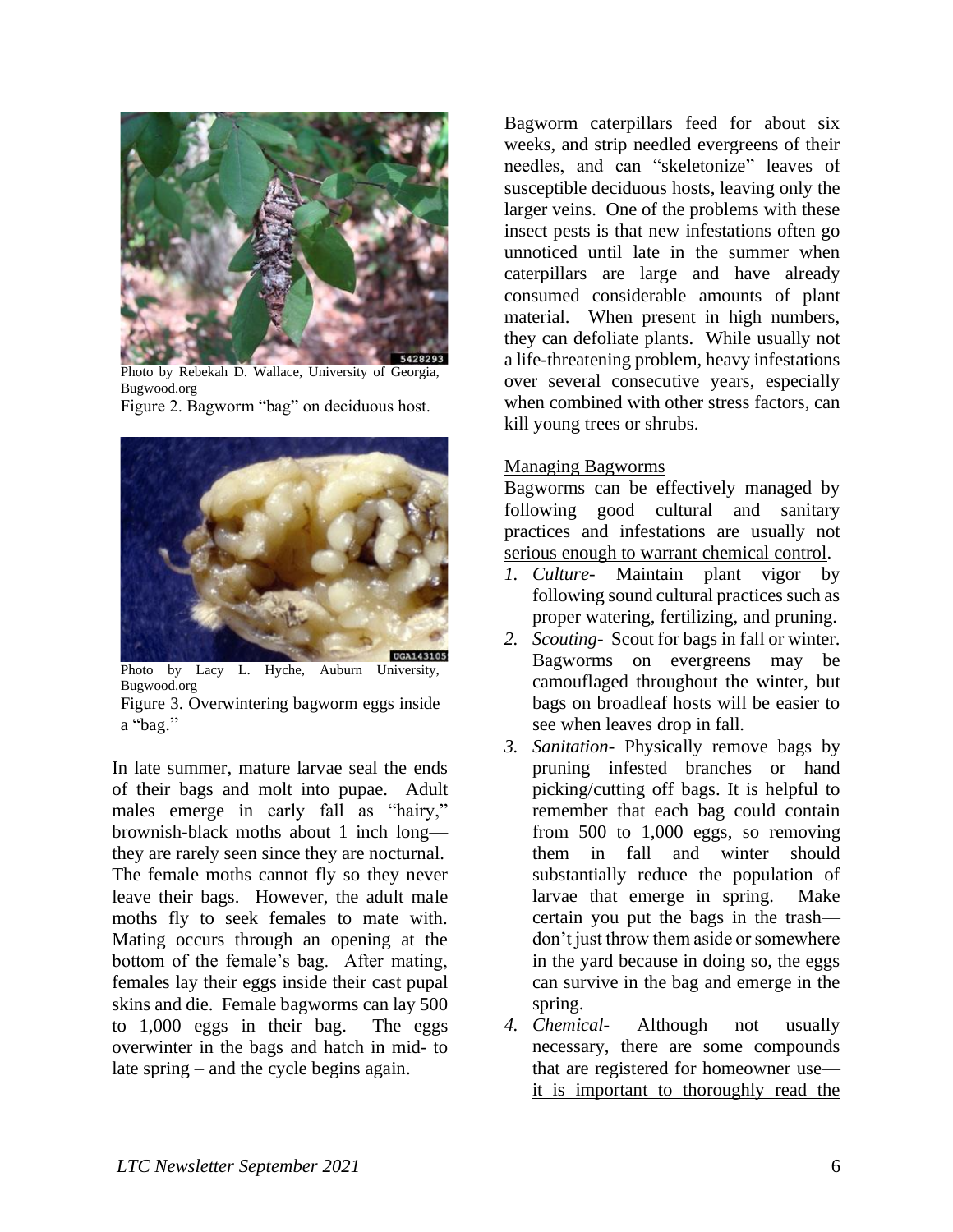Photo by Rebekah D. Wallace, University of Georgia, Bugwood.org

Figure 2. Bagworm "bag" on deciduous host.

Photo by Lacy L. Hyche, Auburn University, Bugwood.org

Figure 3. Overwintering bagworm eggs inside a "bag."

In late summer, mature larvae seal the ends of their bags and molt into pupae. Adult males emerge in early fall as "hairy," brownish-black moths about 1 inch long—they are rarely seen since they are nocturnal. The female moths cannot fly so they never leave their bags. However, the adult male moths fly to seek females to mate with. Mating occurs through an opening at the bottom of the female's bag. After mating, females lay their eggs inside their cast pupal skins and die. Female bagworms can lay 500 to 1,000 eggs in their bag. The eggs overwinter in the bags and hatch in mid- to late spring – and the cycle begins again.

Bagworm caterpillars feed for about six weeks, and strip needled evergreens of their needles, and can "skeletonize" leaves of susceptible deciduous hosts, leaving only the larger veins. One of the problems with these insect pests is that new infestations often go unnoticed until late in the summer when caterpillars are large and have already consumed considerable amounts of plant material. When present in high numbers, they can defoliate plants. While usually not a life-threatening problem, heavy infestations over several consecutive years, especially when combined with other stress factors, can kill young trees or shrubs.

### Managing Bagworms

Bagworms can be effectively managed by following good cultural and sanitary practices and infestations are usually not serious enough to warrant chemical control.

1. *Culture*- Maintain plant vigor by following sound cultural practices such as proper watering, fertilizing, and pruning.
2. *Scouting*- Scout for bags in fall or winter. Bagworms on evergreens may be camouflaged throughout the winter, but bags on broadleaf hosts will be easier to see when leaves drop in fall.
3. *Sanitation*- Physically remove bags by pruning infested branches or hand picking/cutting off bags. It is helpful to remember that each bag could contain from 500 to 1,000 eggs, so removing them in fall and winter should substantially reduce the population of larvae that emerge in spring. Make certain you put the bags in the trash—don't just throw them aside or somewhere in the yard because in doing so, the eggs can survive in the bag and emerge in the spring.
4. *Chemical*- Although not usually necessary, there are some compounds that are registered for homeowner use—it is important to thoroughly read the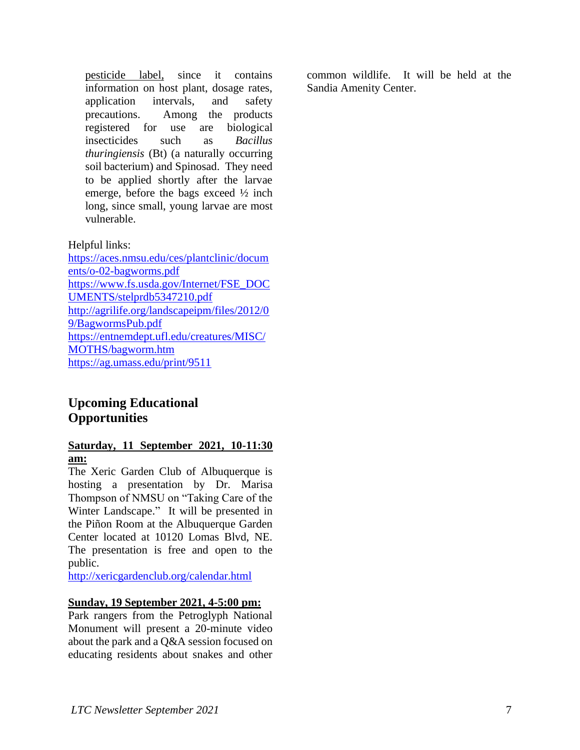pesticide label, since it contains information on host plant, dosage rates, application intervals, and safety precautions. Among the products registered for use are biological insecticides such as *Bacillus thuringiensis* (Bt) (a naturally occurring soil bacterium) and Spinosad. They need to be applied shortly after the larvae emerge, before the bags exceed ½ inch long, since small, young larvae are most vulnerable.

Helpful links:
https://aces.nmsu.edu/ces/plantclinic/documents/o-02-bagworms.pdf
https://www.fs.usda.gov/Internet/FSE_DOCUMENTS/stelprdb5347210.pdf
http://agrilife.org/landscapeipm/files/2012/09/BagwormsPub.pdf
https://entnemdept.ufl.edu/creatures/MISC/MOTHS/bagworm.htm
https://ag.umass.edu/print/9511

## Upcoming Educational Opportunities

**Saturday, 11 September 2021, 10-11:30 am:**
The Xeric Garden Club of Albuquerque is hosting a presentation by Dr. Marisa Thompson of NMSU on "Taking Care of the Winter Landscape." It will be presented in the Piñon Room at the Albuquerque Garden Center located at 10120 Lomas Blvd, NE. The presentation is free and open to the public.
http://xericgardenclub.org/calendar.html

**Sunday, 19 September 2021, 4-5:00 pm:**
Park rangers from the Petroglyph National Monument will present a 20-minute video about the park and a Q&A session focused on educating residents about snakes and other common wildlife. It will be held at the Sandia Amenity Center.